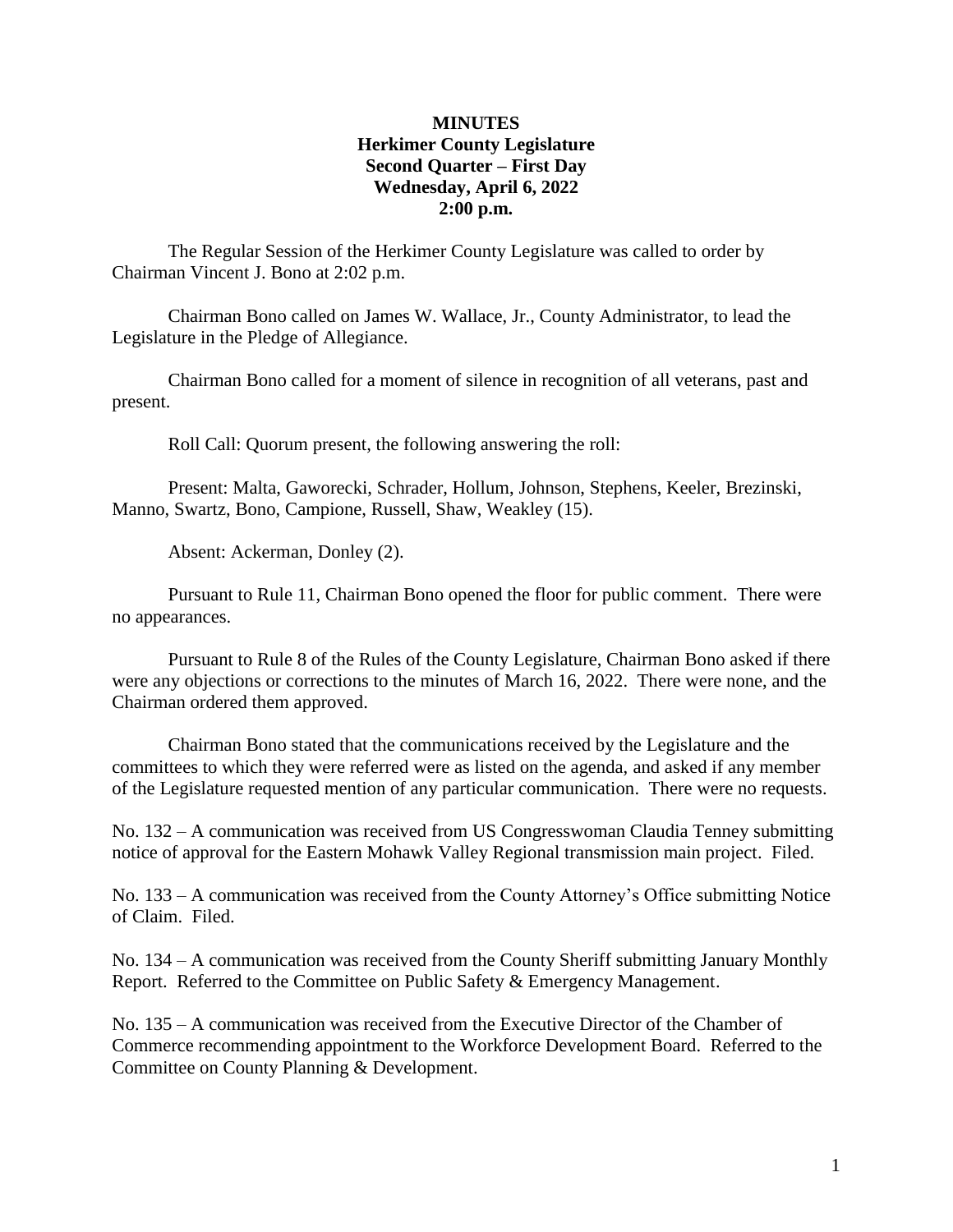**MINUTES**
**Herkimer County Legislature**
**Second Quarter – First Day**
**Wednesday, April 6, 2022**
**2:00 p.m.**

The Regular Session of the Herkimer County Legislature was called to order by Chairman Vincent J. Bono at 2:02 p.m.

Chairman Bono called on James W. Wallace, Jr., County Administrator, to lead the Legislature in the Pledge of Allegiance.

Chairman Bono called for a moment of silence in recognition of all veterans, past and present.

Roll Call: Quorum present, the following answering the roll:

Present: Malta, Gaworecki, Schrader, Hollum, Johnson, Stephens, Keeler, Brezinski, Manno, Swartz, Bono, Campione, Russell, Shaw, Weakley (15).

Absent: Ackerman, Donley (2).

Pursuant to Rule 11, Chairman Bono opened the floor for public comment. There were no appearances.

Pursuant to Rule 8 of the Rules of the County Legislature, Chairman Bono asked if there were any objections or corrections to the minutes of March 16, 2022. There were none, and the Chairman ordered them approved.

Chairman Bono stated that the communications received by the Legislature and the committees to which they were referred were as listed on the agenda, and asked if any member of the Legislature requested mention of any particular communication. There were no requests.

No. 132 – A communication was received from US Congresswoman Claudia Tenney submitting notice of approval for the Eastern Mohawk Valley Regional transmission main project. Filed.

No. 133 – A communication was received from the County Attorney's Office submitting Notice of Claim. Filed.

No. 134 – A communication was received from the County Sheriff submitting January Monthly Report. Referred to the Committee on Public Safety & Emergency Management.

No. 135 – A communication was received from the Executive Director of the Chamber of Commerce recommending appointment to the Workforce Development Board. Referred to the Committee on County Planning & Development.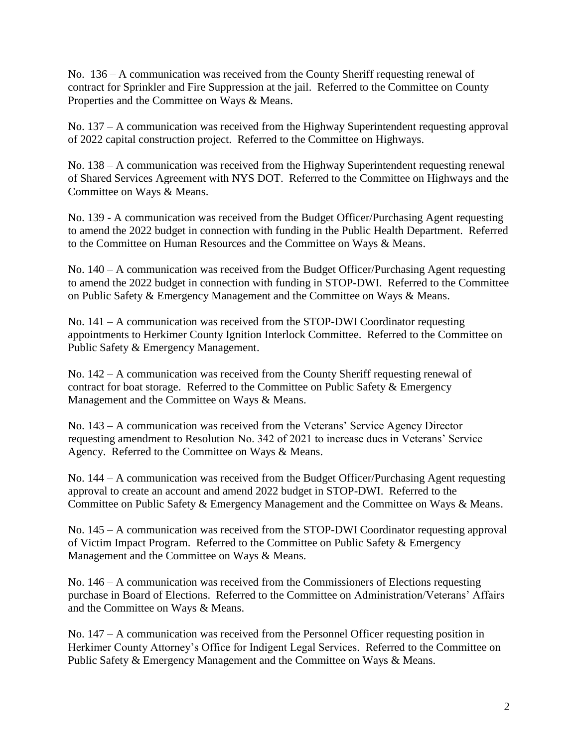No. 136 – A communication was received from the County Sheriff requesting renewal of contract for Sprinkler and Fire Suppression at the jail. Referred to the Committee on County Properties and the Committee on Ways & Means.

No. 137 – A communication was received from the Highway Superintendent requesting approval of 2022 capital construction project. Referred to the Committee on Highways.

No. 138 – A communication was received from the Highway Superintendent requesting renewal of Shared Services Agreement with NYS DOT. Referred to the Committee on Highways and the Committee on Ways & Means.

No. 139 - A communication was received from the Budget Officer/Purchasing Agent requesting to amend the 2022 budget in connection with funding in the Public Health Department. Referred to the Committee on Human Resources and the Committee on Ways & Means.

No. 140 – A communication was received from the Budget Officer/Purchasing Agent requesting to amend the 2022 budget in connection with funding in STOP-DWI. Referred to the Committee on Public Safety & Emergency Management and the Committee on Ways & Means.

No. 141 – A communication was received from the STOP-DWI Coordinator requesting appointments to Herkimer County Ignition Interlock Committee. Referred to the Committee on Public Safety & Emergency Management.

No. 142 – A communication was received from the County Sheriff requesting renewal of contract for boat storage. Referred to the Committee on Public Safety & Emergency Management and the Committee on Ways & Means.

No. 143 – A communication was received from the Veterans' Service Agency Director requesting amendment to Resolution No. 342 of 2021 to increase dues in Veterans' Service Agency. Referred to the Committee on Ways & Means.

No. 144 – A communication was received from the Budget Officer/Purchasing Agent requesting approval to create an account and amend 2022 budget in STOP-DWI. Referred to the Committee on Public Safety & Emergency Management and the Committee on Ways & Means.

No. 145 – A communication was received from the STOP-DWI Coordinator requesting approval of Victim Impact Program. Referred to the Committee on Public Safety & Emergency Management and the Committee on Ways & Means.

No. 146 – A communication was received from the Commissioners of Elections requesting purchase in Board of Elections. Referred to the Committee on Administration/Veterans' Affairs and the Committee on Ways & Means.

No. 147 – A communication was received from the Personnel Officer requesting position in Herkimer County Attorney's Office for Indigent Legal Services. Referred to the Committee on Public Safety & Emergency Management and the Committee on Ways & Means.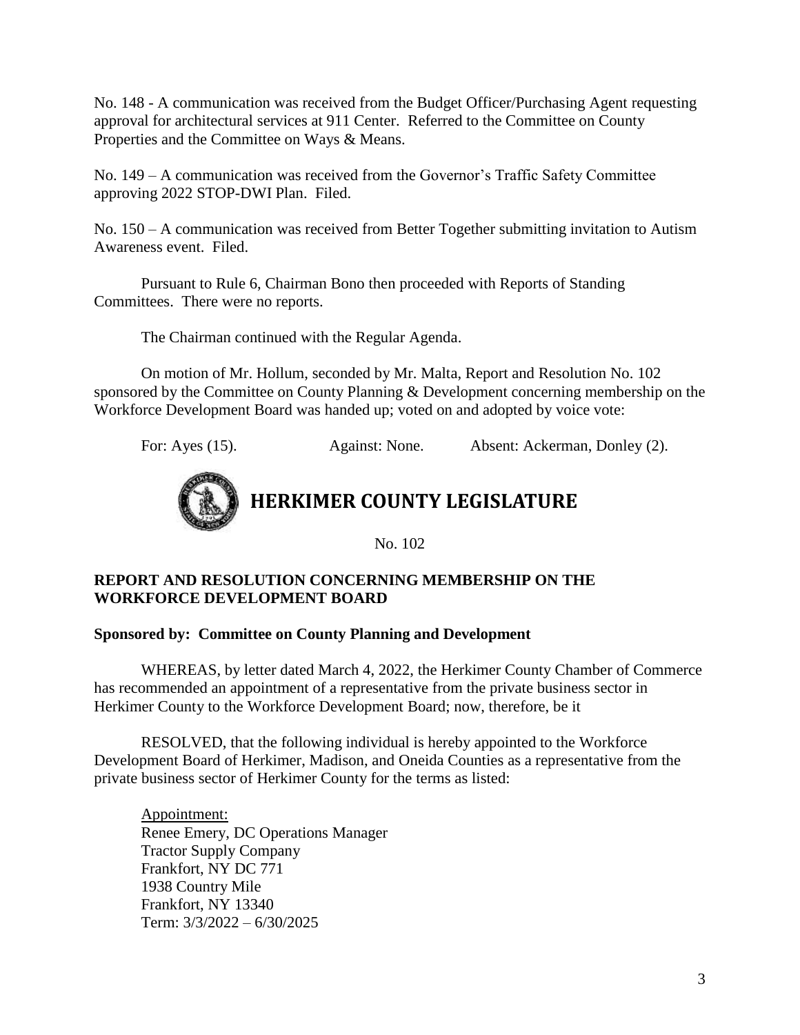No. 148 - A communication was received from the Budget Officer/Purchasing Agent requesting approval for architectural services at 911 Center. Referred to the Committee on County Properties and the Committee on Ways & Means.

No. 149 – A communication was received from the Governor's Traffic Safety Committee approving 2022 STOP-DWI Plan. Filed.

No. 150 – A communication was received from Better Together submitting invitation to Autism Awareness event. Filed.

Pursuant to Rule 6, Chairman Bono then proceeded with Reports of Standing Committees. There were no reports.

The Chairman continued with the Regular Agenda.

On motion of Mr. Hollum, seconded by Mr. Malta, Report and Resolution No. 102 sponsored by the Committee on County Planning & Development concerning membership on the Workforce Development Board was handed up; voted on and adopted by voice vote:

For: Ayes (15). Against: None. Absent: Ackerman, Donley (2).

# HERKIMER COUNTY LEGISLATURE

No. 102

**REPORT AND RESOLUTION CONCERNING MEMBERSHIP ON THE WORKFORCE DEVELOPMENT BOARD**

**Sponsored by: Committee on County Planning and Development**

WHEREAS, by letter dated March 4, 2022, the Herkimer County Chamber of Commerce has recommended an appointment of a representative from the private business sector in Herkimer County to the Workforce Development Board; now, therefore, be it

RESOLVED, that the following individual is hereby appointed to the Workforce Development Board of Herkimer, Madison, and Oneida Counties as a representative from the private business sector of Herkimer County for the terms as listed:

Appointment:
Renee Emery, DC Operations Manager
Tractor Supply Company
Frankfort, NY DC 771
1938 Country Mile
Frankfort, NY 13340
Term: 3/3/2022 – 6/30/2025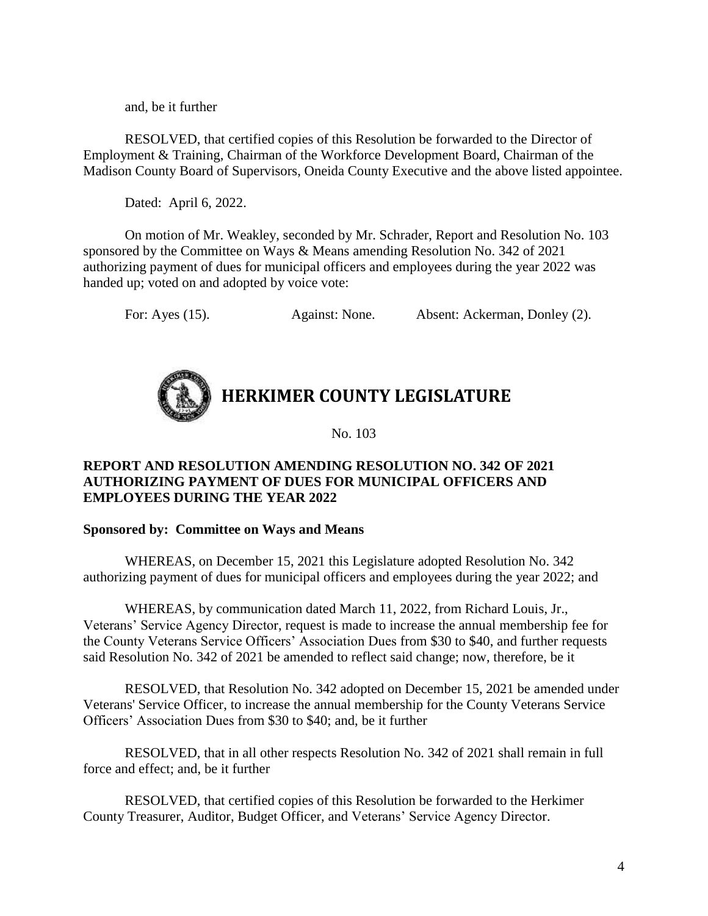and, be it further

RESOLVED, that certified copies of this Resolution be forwarded to the Director of Employment & Training, Chairman of the Workforce Development Board, Chairman of the Madison County Board of Supervisors, Oneida County Executive and the above listed appointee.

Dated: April 6, 2022.

On motion of Mr. Weakley, seconded by Mr. Schrader, Report and Resolution No. 103 sponsored by the Committee on Ways & Means amending Resolution No. 342 of 2021 authorizing payment of dues for municipal officers and employees during the year 2022 was handed up; voted on and adopted by voice vote:

For: Ayes (15). Against: None. Absent: Ackerman, Donley (2).

# HERKIMER COUNTY LEGISLATURE

No. 103

**REPORT AND RESOLUTION AMENDING RESOLUTION NO. 342 OF 2021 AUTHORIZING PAYMENT OF DUES FOR MUNICIPAL OFFICERS AND EMPLOYEES DURING THE YEAR 2022**

**Sponsored by: Committee on Ways and Means**

WHEREAS, on December 15, 2021 this Legislature adopted Resolution No. 342 authorizing payment of dues for municipal officers and employees during the year 2022; and

WHEREAS, by communication dated March 11, 2022, from Richard Louis, Jr., Veterans' Service Agency Director, request is made to increase the annual membership fee for the County Veterans Service Officers' Association Dues from $30 to $40, and further requests said Resolution No. 342 of 2021 be amended to reflect said change; now, therefore, be it

RESOLVED, that Resolution No. 342 adopted on December 15, 2021 be amended under Veterans' Service Officer, to increase the annual membership for the County Veterans Service Officers' Association Dues from $30 to $40; and, be it further

RESOLVED, that in all other respects Resolution No. 342 of 2021 shall remain in full force and effect; and, be it further

RESOLVED, that certified copies of this Resolution be forwarded to the Herkimer County Treasurer, Auditor, Budget Officer, and Veterans' Service Agency Director.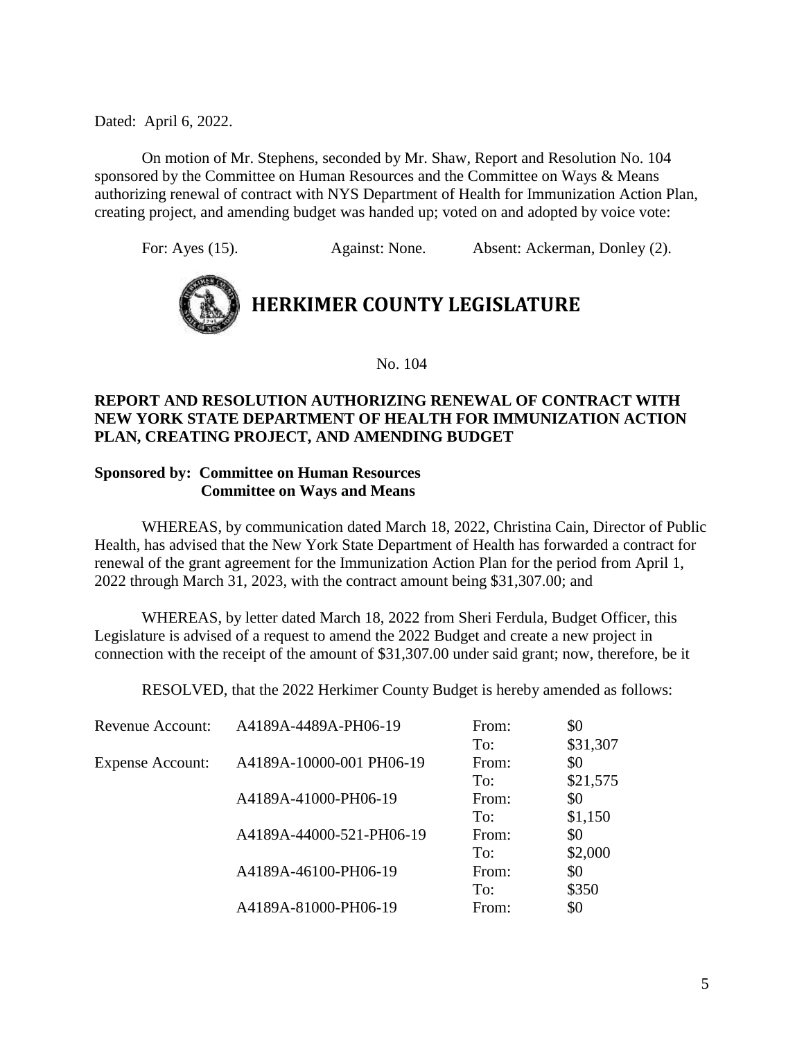Dated: April 6, 2022.

On motion of Mr. Stephens, seconded by Mr. Shaw, Report and Resolution No. 104 sponsored by the Committee on Human Resources and the Committee on Ways & Means authorizing renewal of contract with NYS Department of Health for Immunization Action Plan, creating project, and amending budget was handed up; voted on and adopted by voice vote:

For: Ayes (15). Against: None. Absent: Ackerman, Donley (2).

# HERKIMER COUNTY LEGISLATURE

No. 104

**REPORT AND RESOLUTION AUTHORIZING RENEWAL OF CONTRACT WITH NEW YORK STATE DEPARTMENT OF HEALTH FOR IMMUNIZATION ACTION PLAN, CREATING PROJECT, AND AMENDING BUDGET**

**Sponsored by: Committee on Human Resources**
**Committee on Ways and Means**

WHEREAS, by communication dated March 18, 2022, Christina Cain, Director of Public Health, has advised that the New York State Department of Health has forwarded a contract for renewal of the grant agreement for the Immunization Action Plan for the period from April 1, 2022 through March 31, 2023, with the contract amount being $31,307.00; and

WHEREAS, by letter dated March 18, 2022 from Sheri Ferdula, Budget Officer, this Legislature is advised of a request to amend the 2022 Budget and create a new project in connection with the receipt of the amount of $31,307.00 under said grant; now, therefore, be it

RESOLVED, that the 2022 Herkimer County Budget is hereby amended as follows:

| | | | |
|---|---|---|---|
| Revenue Account: | A4189A-4489A-PH06-19 | From: | $0 |
| | | To: | $31,307 |
| Expense Account: | A4189A-10000-001 PH06-19 | From: | $0 |
| | | To: | $21,575 |
| | A4189A-41000-PH06-19 | From: | $0 |
| | | To: | $1,150 |
| | A4189A-44000-521-PH06-19 | From: | $0 |
| | | To: | $2,000 |
| | A4189A-46100-PH06-19 | From: | $0 |
| | | To: | $350 |
| | A4189A-81000-PH06-19 | From: | $0 |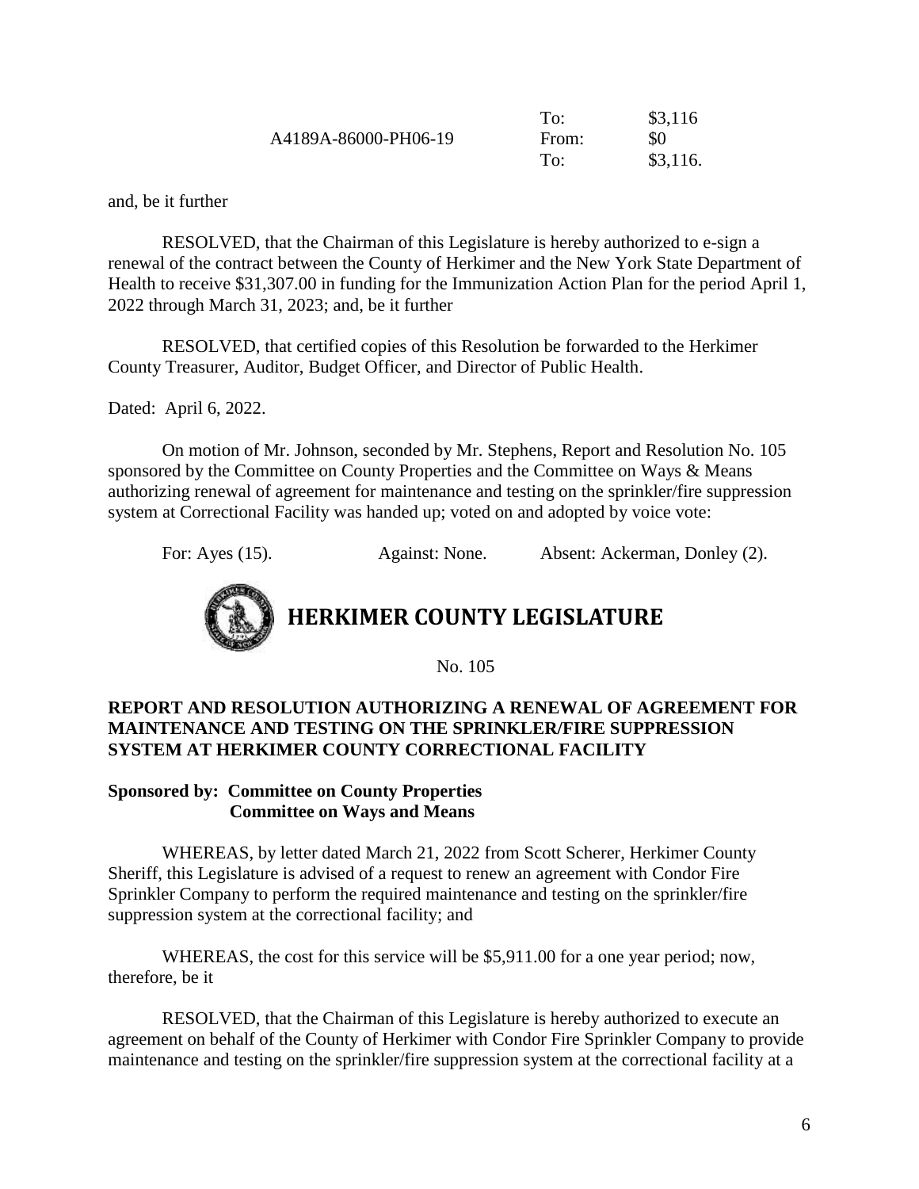| | | |
|---|---|---|
| | To: | $3,116 |
| A4189A-86000-PH06-19 | From: | $0 |
| | To: | $3,116. |

and, be it further

RESOLVED, that the Chairman of this Legislature is hereby authorized to e-sign a renewal of the contract between the County of Herkimer and the New York State Department of Health to receive $31,307.00 in funding for the Immunization Action Plan for the period April 1, 2022 through March 31, 2023; and, be it further

RESOLVED, that certified copies of this Resolution be forwarded to the Herkimer County Treasurer, Auditor, Budget Officer, and Director of Public Health.

Dated: April 6, 2022.

On motion of Mr. Johnson, seconded by Mr. Stephens, Report and Resolution No. 105 sponsored by the Committee on County Properties and the Committee on Ways & Means authorizing renewal of agreement for maintenance and testing on the sprinkler/fire suppression system at Correctional Facility was handed up; voted on and adopted by voice vote:

For: Ayes (15). Against: None. Absent: Ackerman, Donley (2).

# HERKIMER COUNTY LEGISLATURE

No. 105

**REPORT AND RESOLUTION AUTHORIZING A RENEWAL OF AGREEMENT FOR MAINTENANCE AND TESTING ON THE SPRINKLER/FIRE SUPPRESSION SYSTEM AT HERKIMER COUNTY CORRECTIONAL FACILITY**

**Sponsored by: Committee on County Properties**
**Committee on Ways and Means**

WHEREAS, by letter dated March 21, 2022 from Scott Scherer, Herkimer County Sheriff, this Legislature is advised of a request to renew an agreement with Condor Fire Sprinkler Company to perform the required maintenance and testing on the sprinkler/fire suppression system at the correctional facility; and

WHEREAS, the cost for this service will be $5,911.00 for a one year period; now, therefore, be it

RESOLVED, that the Chairman of this Legislature is hereby authorized to execute an agreement on behalf of the County of Herkimer with Condor Fire Sprinkler Company to provide maintenance and testing on the sprinkler/fire suppression system at the correctional facility at a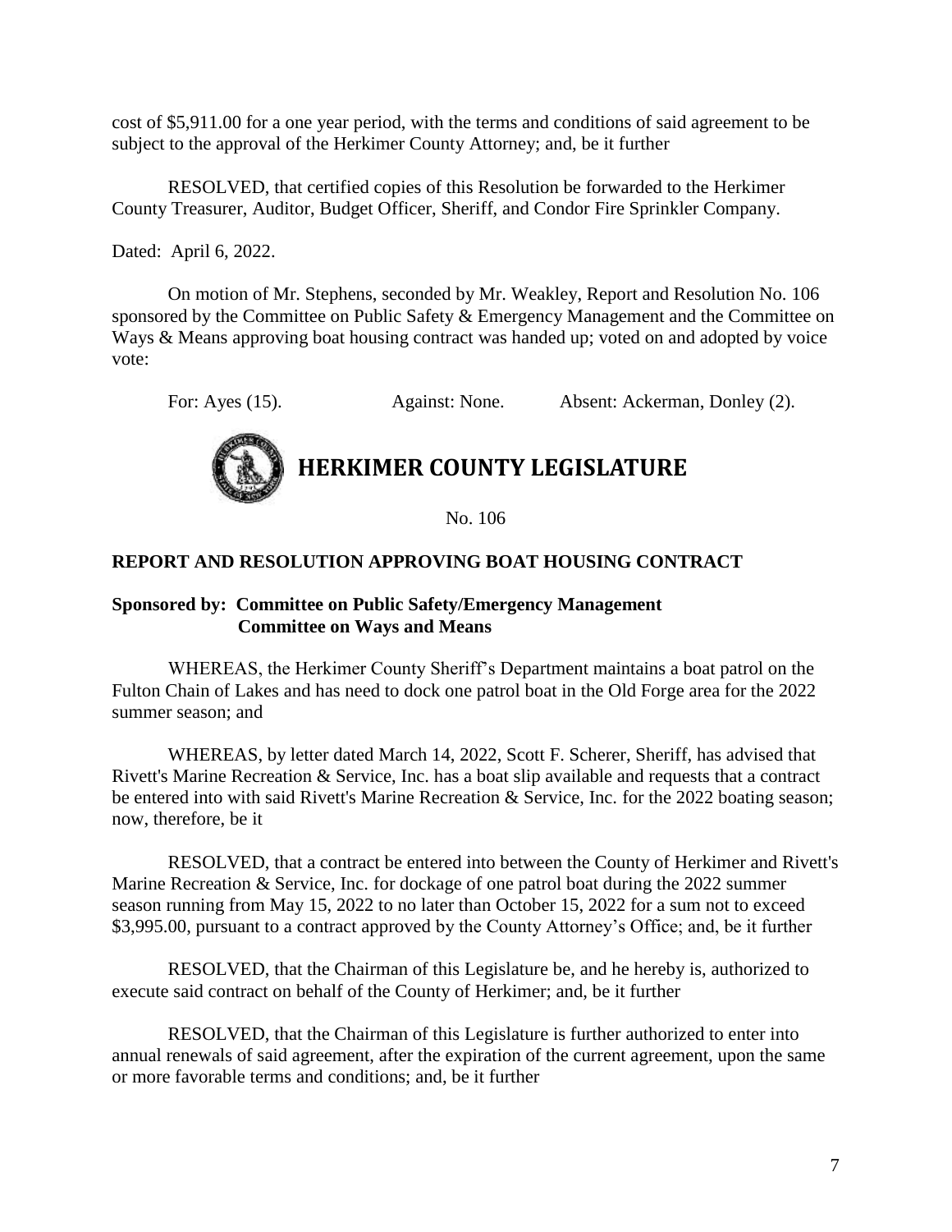cost of $5,911.00 for a one year period, with the terms and conditions of said agreement to be subject to the approval of the Herkimer County Attorney; and, be it further

RESOLVED, that certified copies of this Resolution be forwarded to the Herkimer County Treasurer, Auditor, Budget Officer, Sheriff, and Condor Fire Sprinkler Company.

Dated: April 6, 2022.

On motion of Mr. Stephens, seconded by Mr. Weakley, Report and Resolution No. 106 sponsored by the Committee on Public Safety & Emergency Management and the Committee on Ways & Means approving boat housing contract was handed up; voted on and adopted by voice vote:

For: Ayes (15). Against: None. Absent: Ackerman, Donley (2).

# HERKIMER COUNTY LEGISLATURE

No. 106

## REPORT AND RESOLUTION APPROVING BOAT HOUSING CONTRACT

**Sponsored by: Committee on Public Safety/Emergency Management**
**Committee on Ways and Means**

WHEREAS, the Herkimer County Sheriff's Department maintains a boat patrol on the Fulton Chain of Lakes and has need to dock one patrol boat in the Old Forge area for the 2022 summer season; and

WHEREAS, by letter dated March 14, 2022, Scott F. Scherer, Sheriff, has advised that Rivett's Marine Recreation & Service, Inc. has a boat slip available and requests that a contract be entered into with said Rivett's Marine Recreation & Service, Inc. for the 2022 boating season; now, therefore, be it

RESOLVED, that a contract be entered into between the County of Herkimer and Rivett's Marine Recreation & Service, Inc. for dockage of one patrol boat during the 2022 summer season running from May 15, 2022 to no later than October 15, 2022 for a sum not to exceed $3,995.00, pursuant to a contract approved by the County Attorney's Office; and, be it further

RESOLVED, that the Chairman of this Legislature be, and he hereby is, authorized to execute said contract on behalf of the County of Herkimer; and, be it further

RESOLVED, that the Chairman of this Legislature is further authorized to enter into annual renewals of said agreement, after the expiration of the current agreement, upon the same or more favorable terms and conditions; and, be it further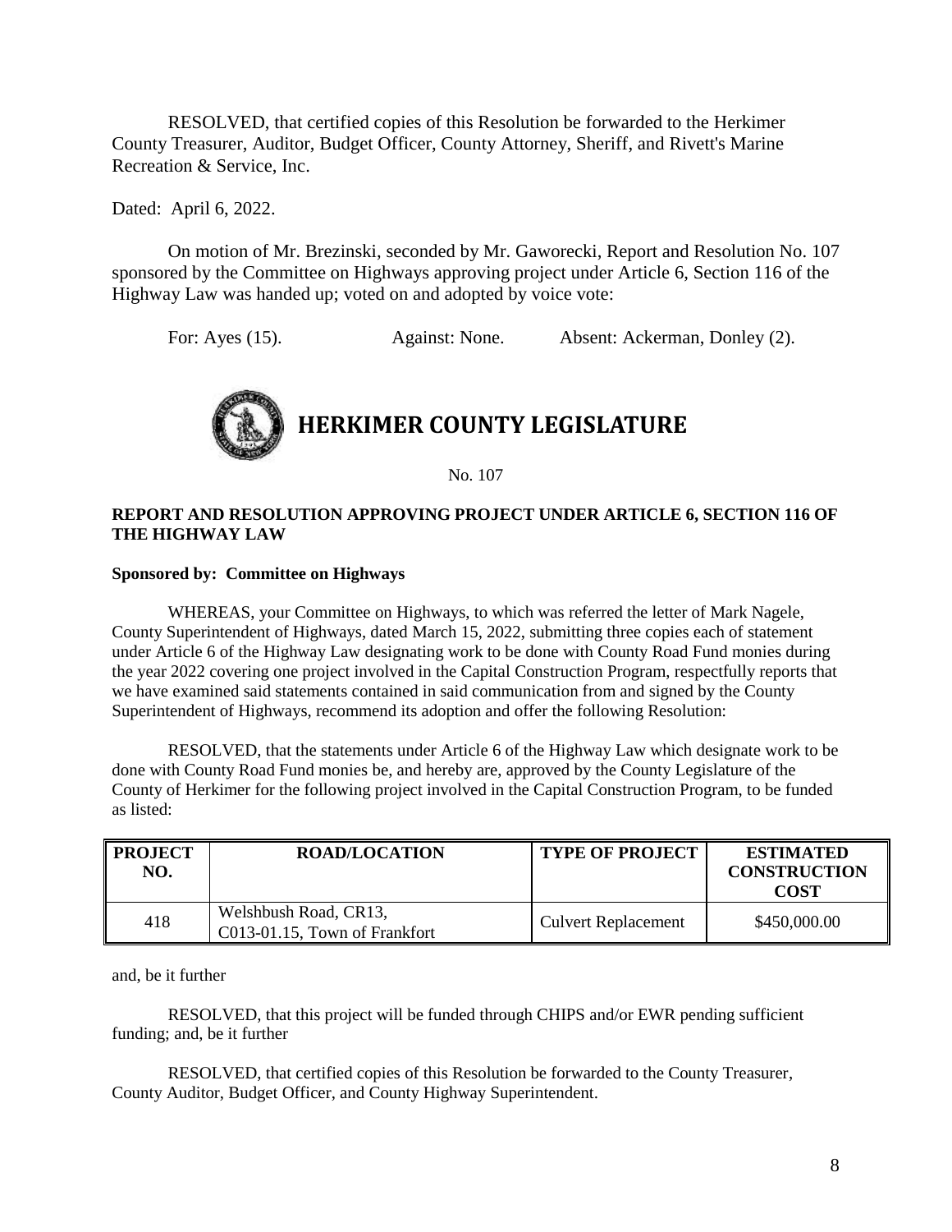RESOLVED, that certified copies of this Resolution be forwarded to the Herkimer County Treasurer, Auditor, Budget Officer, County Attorney, Sheriff, and Rivett's Marine Recreation & Service, Inc.

Dated: April 6, 2022.

On motion of Mr. Brezinski, seconded by Mr. Gaworecki, Report and Resolution No. 107 sponsored by the Committee on Highways approving project under Article 6, Section 116 of the Highway Law was handed up; voted on and adopted by voice vote:

For: Ayes (15). Against: None. Absent: Ackerman, Donley (2).

# HERKIMER COUNTY LEGISLATURE

No. 107

**REPORT AND RESOLUTION APPROVING PROJECT UNDER ARTICLE 6, SECTION 116 OF THE HIGHWAY LAW**

**Sponsored by: Committee on Highways**

WHEREAS, your Committee on Highways, to which was referred the letter of Mark Nagele, County Superintendent of Highways, dated March 15, 2022, submitting three copies each of statement under Article 6 of the Highway Law designating work to be done with County Road Fund monies during the year 2022 covering one project involved in the Capital Construction Program, respectfully reports that we have examined said statements contained in said communication from and signed by the County Superintendent of Highways, recommend its adoption and offer the following Resolution:

RESOLVED, that the statements under Article 6 of the Highway Law which designate work to be done with County Road Fund monies be, and hereby are, approved by the County Legislature of the County of Herkimer for the following project involved in the Capital Construction Program, to be funded as listed:

| PROJECT NO. | ROAD/LOCATION | TYPE OF PROJECT | ESTIMATED CONSTRUCTION COST |
|---|---|---|---|
| 418 | Welshbush Road, CR13, C013-01.15, Town of Frankfort | Culvert Replacement | $450,000.00 |

and, be it further

RESOLVED, that this project will be funded through CHIPS and/or EWR pending sufficient funding; and, be it further

RESOLVED, that certified copies of this Resolution be forwarded to the County Treasurer, County Auditor, Budget Officer, and County Highway Superintendent.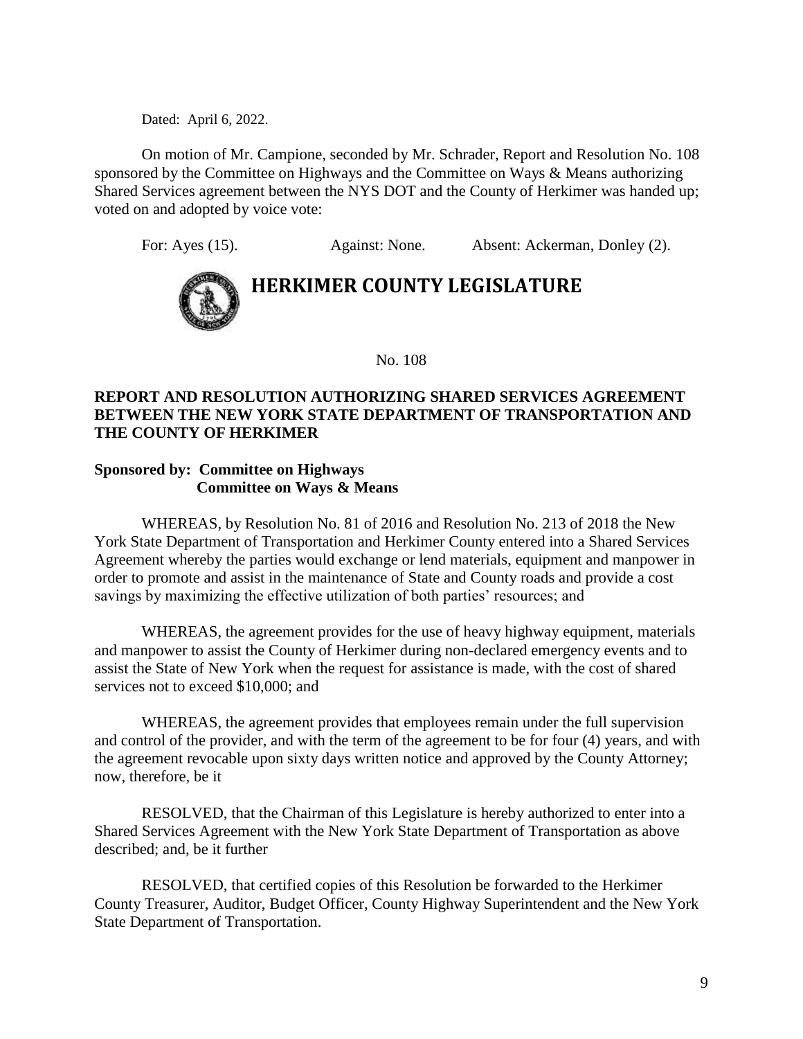Dated: April 6, 2022.

On motion of Mr. Campione, seconded by Mr. Schrader, Report and Resolution No. 108 sponsored by the Committee on Highways and the Committee on Ways & Means authorizing Shared Services agreement between the NYS DOT and the County of Herkimer was handed up; voted on and adopted by voice vote:

For: Ayes (15). Against: None. Absent: Ackerman, Donley (2).

# HERKIMER COUNTY LEGISLATURE

No. 108

**REPORT AND RESOLUTION AUTHORIZING SHARED SERVICES AGREEMENT BETWEEN THE NEW YORK STATE DEPARTMENT OF TRANSPORTATION AND THE COUNTY OF HERKIMER**

**Sponsored by: Committee on Highways**
**Committee on Ways & Means**

WHEREAS, by Resolution No. 81 of 2016 and Resolution No. 213 of 2018 the New York State Department of Transportation and Herkimer County entered into a Shared Services Agreement whereby the parties would exchange or lend materials, equipment and manpower in order to promote and assist in the maintenance of State and County roads and provide a cost savings by maximizing the effective utilization of both parties' resources; and

WHEREAS, the agreement provides for the use of heavy highway equipment, materials and manpower to assist the County of Herkimer during non-declared emergency events and to assist the State of New York when the request for assistance is made, with the cost of shared services not to exceed $10,000; and

WHEREAS, the agreement provides that employees remain under the full supervision and control of the provider, and with the term of the agreement to be for four (4) years, and with the agreement revocable upon sixty days written notice and approved by the County Attorney; now, therefore, be it

RESOLVED, that the Chairman of this Legislature is hereby authorized to enter into a Shared Services Agreement with the New York State Department of Transportation as above described; and, be it further

RESOLVED, that certified copies of this Resolution be forwarded to the Herkimer County Treasurer, Auditor, Budget Officer, County Highway Superintendent and the New York State Department of Transportation.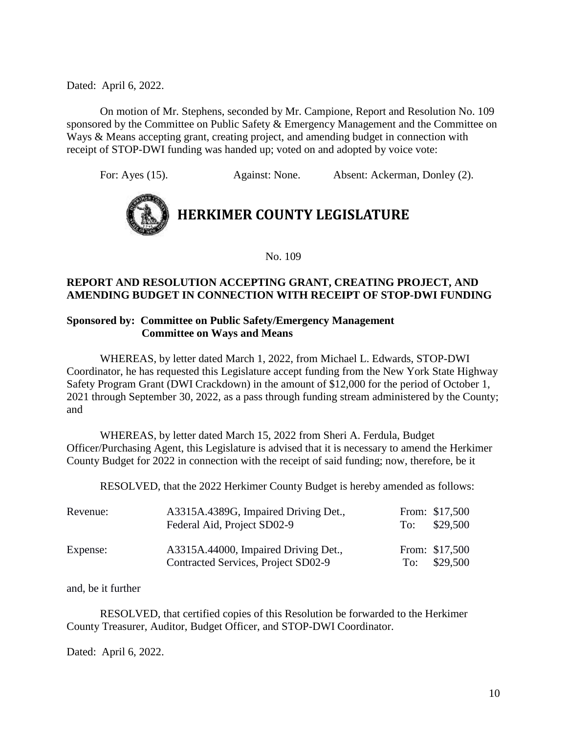Dated: April 6, 2022.

On motion of Mr. Stephens, seconded by Mr. Campione, Report and Resolution No. 109 sponsored by the Committee on Public Safety & Emergency Management and the Committee on Ways & Means accepting grant, creating project, and amending budget in connection with receipt of STOP-DWI funding was handed up; voted on and adopted by voice vote:

For: Ayes (15). Against: None. Absent: Ackerman, Donley (2).

# HERKIMER COUNTY LEGISLATURE

No. 109

**REPORT AND RESOLUTION ACCEPTING GRANT, CREATING PROJECT, AND AMENDING BUDGET IN CONNECTION WITH RECEIPT OF STOP-DWI FUNDING**

**Sponsored by: Committee on Public Safety/Emergency Management**
**Committee on Ways and Means**

WHEREAS, by letter dated March 1, 2022, from Michael L. Edwards, STOP-DWI Coordinator, he has requested this Legislature accept funding from the New York State Highway Safety Program Grant (DWI Crackdown) in the amount of $12,000 for the period of October 1, 2021 through September 30, 2022, as a pass through funding stream administered by the County; and

WHEREAS, by letter dated March 15, 2022 from Sheri A. Ferdula, Budget Officer/Purchasing Agent, this Legislature is advised that it is necessary to amend the Herkimer County Budget for 2022 in connection with the receipt of said funding; now, therefore, be it

RESOLVED, that the 2022 Herkimer County Budget is hereby amended as follows:

| | | | |
|---|---|---|---|
| Revenue: | A3315A.4389G, Impaired Driving Det., Federal Aid, Project SD02-9 | From: | $17,500 |
| | | To: | $29,500 |
| Expense: | A3315A.44000, Impaired Driving Det., Contracted Services, Project SD02-9 | From: | $17,500 |
| | | To: | $29,500 |

and, be it further

RESOLVED, that certified copies of this Resolution be forwarded to the Herkimer County Treasurer, Auditor, Budget Officer, and STOP-DWI Coordinator.

Dated: April 6, 2022.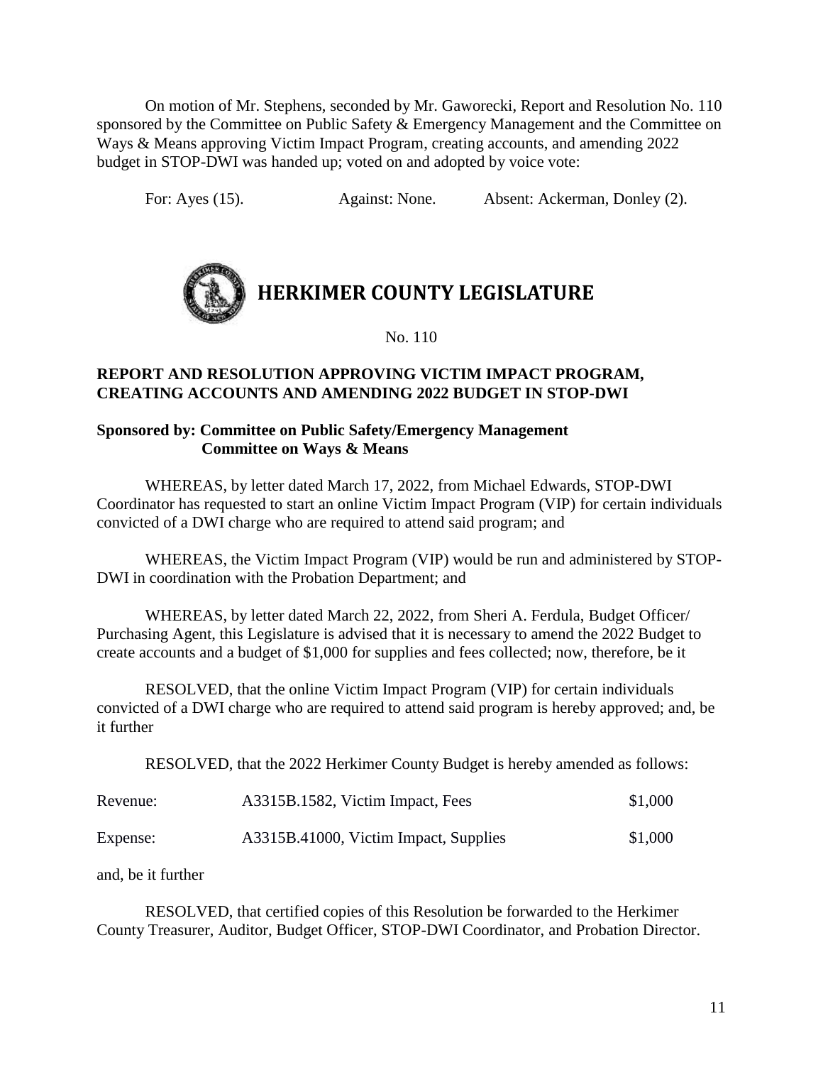On motion of Mr. Stephens, seconded by Mr. Gaworecki, Report and Resolution No. 110 sponsored by the Committee on Public Safety & Emergency Management and the Committee on Ways & Means approving Victim Impact Program, creating accounts, and amending 2022 budget in STOP-DWI was handed up; voted on and adopted by voice vote:

For: Ayes (15). Against: None. Absent: Ackerman, Donley (2).

# HERKIMER COUNTY LEGISLATURE

No. 110

**REPORT AND RESOLUTION APPROVING VICTIM IMPACT PROGRAM, CREATING ACCOUNTS AND AMENDING 2022 BUDGET IN STOP-DWI**

**Sponsored by: Committee on Public Safety/Emergency Management**
**Committee on Ways & Means**

WHEREAS, by letter dated March 17, 2022, from Michael Edwards, STOP-DWI Coordinator has requested to start an online Victim Impact Program (VIP) for certain individuals convicted of a DWI charge who are required to attend said program; and

WHEREAS, the Victim Impact Program (VIP) would be run and administered by STOP-DWI in coordination with the Probation Department; and

WHEREAS, by letter dated March 22, 2022, from Sheri A. Ferdula, Budget Officer/ Purchasing Agent, this Legislature is advised that it is necessary to amend the 2022 Budget to create accounts and a budget of $1,000 for supplies and fees collected; now, therefore, be it

RESOLVED, that the online Victim Impact Program (VIP) for certain individuals convicted of a DWI charge who are required to attend said program is hereby approved; and, be it further

RESOLVED, that the 2022 Herkimer County Budget is hereby amended as follows:

| | | |
|---|---|---|
| Revenue: | A3315B.1582, Victim Impact, Fees | $1,000 |
| Expense: | A3315B.41000, Victim Impact, Supplies | $1,000 |

and, be it further

RESOLVED, that certified copies of this Resolution be forwarded to the Herkimer County Treasurer, Auditor, Budget Officer, STOP-DWI Coordinator, and Probation Director.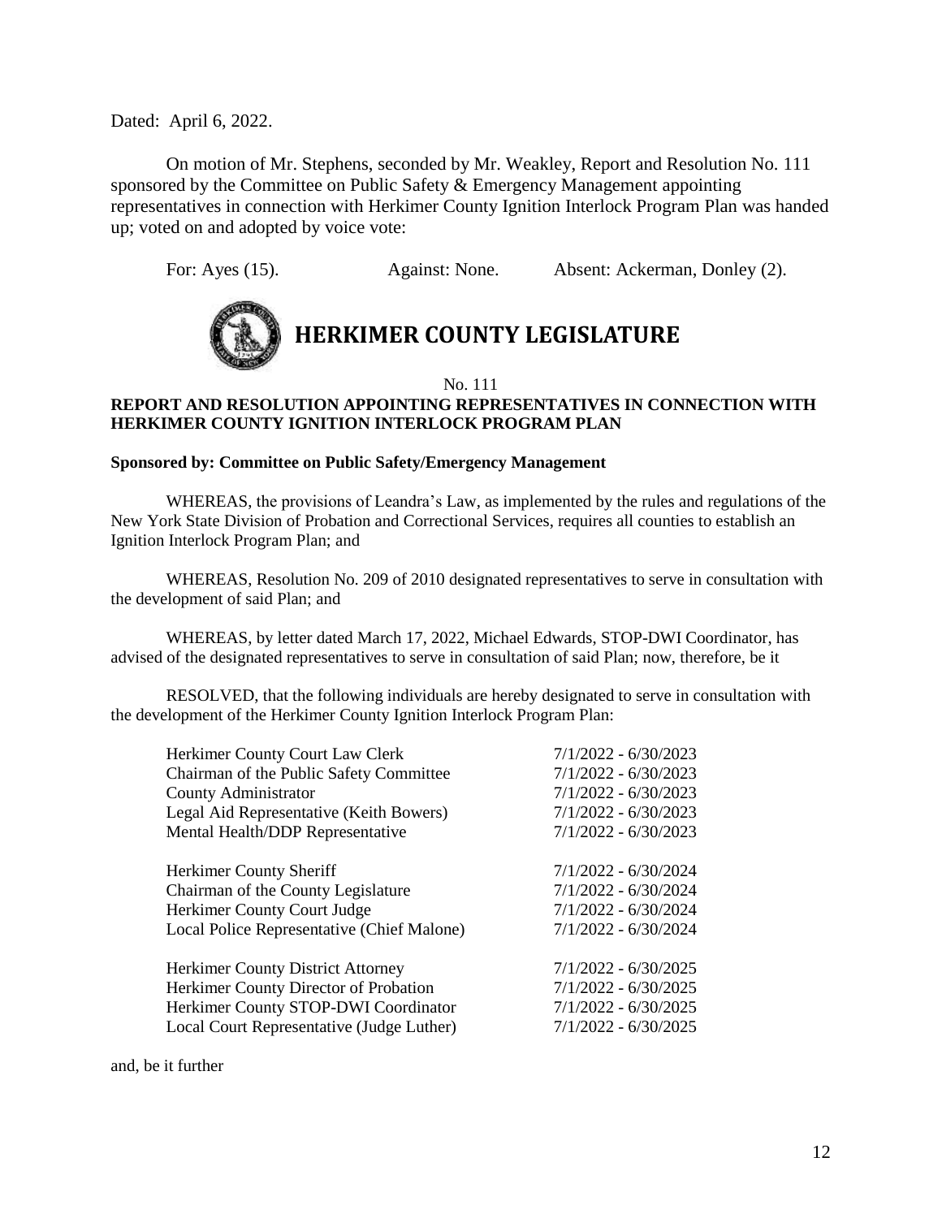Dated: April 6, 2022.

On motion of Mr. Stephens, seconded by Mr. Weakley, Report and Resolution No. 111 sponsored by the Committee on Public Safety & Emergency Management appointing representatives in connection with Herkimer County Ignition Interlock Program Plan was handed up; voted on and adopted by voice vote:

For: Ayes (15). Against: None. Absent: Ackerman, Donley (2).

# HERKIMER COUNTY LEGISLATURE

No. 111

**REPORT AND RESOLUTION APPOINTING REPRESENTATIVES IN CONNECTION WITH HERKIMER COUNTY IGNITION INTERLOCK PROGRAM PLAN**

**Sponsored by: Committee on Public Safety/Emergency Management**

WHEREAS, the provisions of Leandra's Law, as implemented by the rules and regulations of the New York State Division of Probation and Correctional Services, requires all counties to establish an Ignition Interlock Program Plan; and

WHEREAS, Resolution No. 209 of 2010 designated representatives to serve in consultation with the development of said Plan; and

WHEREAS, by letter dated March 17, 2022, Michael Edwards, STOP-DWI Coordinator, has advised of the designated representatives to serve in consultation of said Plan; now, therefore, be it

RESOLVED, that the following individuals are hereby designated to serve in consultation with the development of the Herkimer County Ignition Interlock Program Plan:

| | |
|---|---|
| Herkimer County Court Law Clerk | 7/1/2022 - 6/30/2023 |
| Chairman of the Public Safety Committee | 7/1/2022 - 6/30/2023 |
| County Administrator | 7/1/2022 - 6/30/2023 |
| Legal Aid Representative (Keith Bowers) | 7/1/2022 - 6/30/2023 |
| Mental Health/DDP Representative | 7/1/2022 - 6/30/2023 |
| | |
| Herkimer County Sheriff | 7/1/2022 - 6/30/2024 |
| Chairman of the County Legislature | 7/1/2022 - 6/30/2024 |
| Herkimer County Court Judge | 7/1/2022 - 6/30/2024 |
| Local Police Representative (Chief Malone) | 7/1/2022 - 6/30/2024 |
| | |
| Herkimer County District Attorney | 7/1/2022 - 6/30/2025 |
| Herkimer County Director of Probation | 7/1/2022 - 6/30/2025 |
| Herkimer County STOP-DWI Coordinator | 7/1/2022 - 6/30/2025 |
| Local Court Representative (Judge Luther) | 7/1/2022 - 6/30/2025 |

and, be it further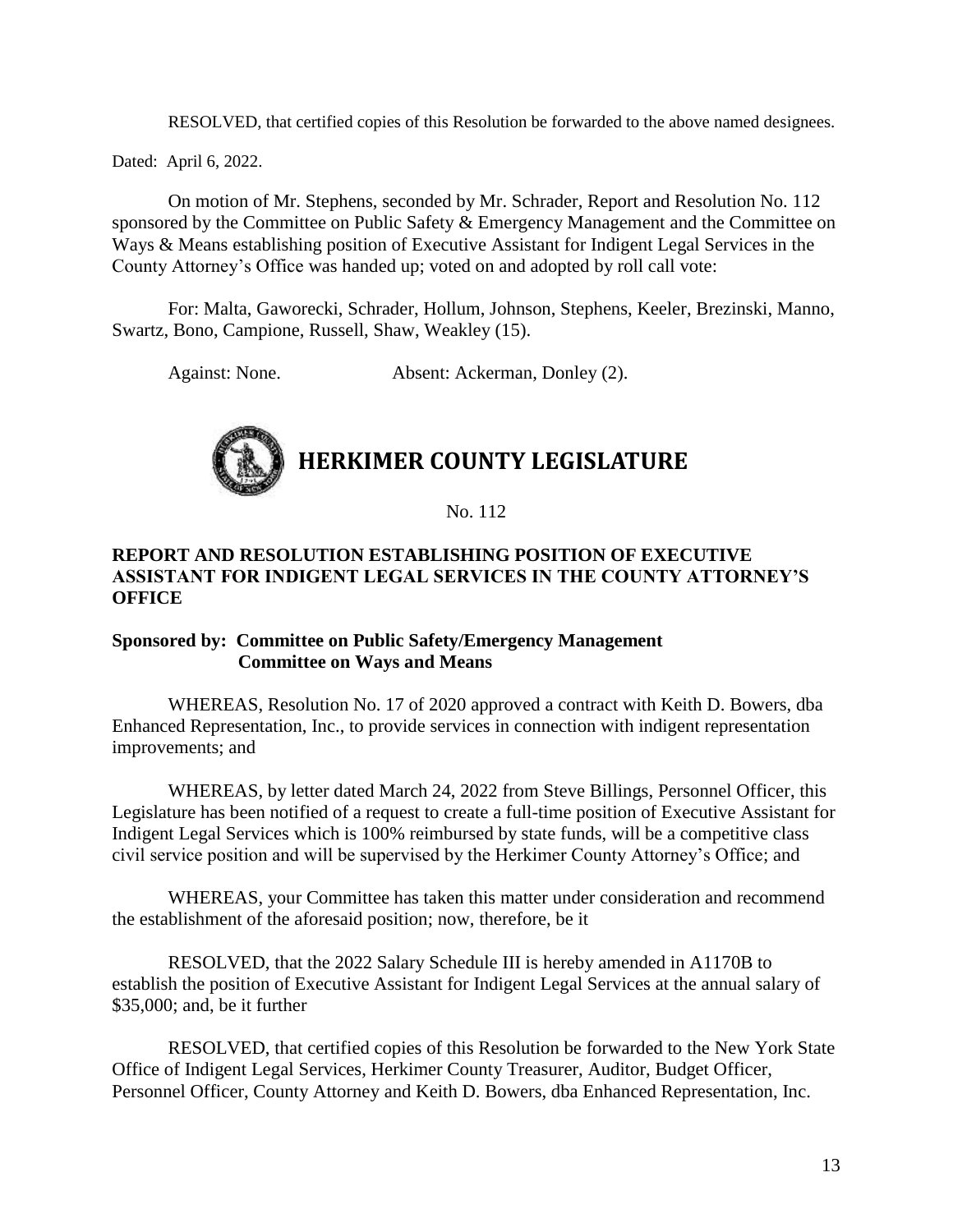RESOLVED, that certified copies of this Resolution be forwarded to the above named designees.

Dated: April 6, 2022.

On motion of Mr. Stephens, seconded by Mr. Schrader, Report and Resolution No. 112 sponsored by the Committee on Public Safety & Emergency Management and the Committee on Ways & Means establishing position of Executive Assistant for Indigent Legal Services in the County Attorney's Office was handed up; voted on and adopted by roll call vote:

For: Malta, Gaworecki, Schrader, Hollum, Johnson, Stephens, Keeler, Brezinski, Manno, Swartz, Bono, Campione, Russell, Shaw, Weakley (15).

Against: None. Absent: Ackerman, Donley (2).

# HERKIMER COUNTY LEGISLATURE

No. 112

**REPORT AND RESOLUTION ESTABLISHING POSITION OF EXECUTIVE ASSISTANT FOR INDIGENT LEGAL SERVICES IN THE COUNTY ATTORNEY'S OFFICE**

**Sponsored by: Committee on Public Safety/Emergency Management**
**Committee on Ways and Means**

WHEREAS, Resolution No. 17 of 2020 approved a contract with Keith D. Bowers, dba Enhanced Representation, Inc., to provide services in connection with indigent representation improvements; and

WHEREAS, by letter dated March 24, 2022 from Steve Billings, Personnel Officer, this Legislature has been notified of a request to create a full-time position of Executive Assistant for Indigent Legal Services which is 100% reimbursed by state funds, will be a competitive class civil service position and will be supervised by the Herkimer County Attorney's Office; and

WHEREAS, your Committee has taken this matter under consideration and recommend the establishment of the aforesaid position; now, therefore, be it

RESOLVED, that the 2022 Salary Schedule III is hereby amended in A1170B to establish the position of Executive Assistant for Indigent Legal Services at the annual salary of \$35,000; and, be it further

RESOLVED, that certified copies of this Resolution be forwarded to the New York State Office of Indigent Legal Services, Herkimer County Treasurer, Auditor, Budget Officer, Personnel Officer, County Attorney and Keith D. Bowers, dba Enhanced Representation, Inc.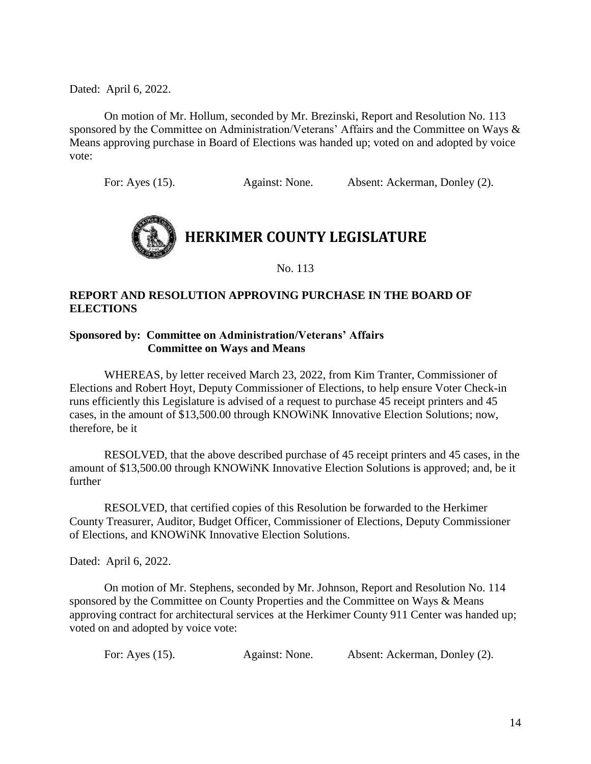Dated: April 6, 2022.

On motion of Mr. Hollum, seconded by Mr. Brezinski, Report and Resolution No. 113 sponsored by the Committee on Administration/Veterans' Affairs and the Committee on Ways & Means approving purchase in Board of Elections was handed up; voted on and adopted by voice vote:

For: Ayes (15). Against: None. Absent: Ackerman, Donley (2).

# HERKIMER COUNTY LEGISLATURE

No. 113

**REPORT AND RESOLUTION APPROVING PURCHASE IN THE BOARD OF ELECTIONS**

**Sponsored by: Committee on Administration/Veterans' Affairs**
**Committee on Ways and Means**

WHEREAS, by letter received March 23, 2022, from Kim Tranter, Commissioner of Elections and Robert Hoyt, Deputy Commissioner of Elections, to help ensure Voter Check-in runs efficiently this Legislature is advised of a request to purchase 45 receipt printers and 45 cases, in the amount of $13,500.00 through KNOWiNK Innovative Election Solutions; now, therefore, be it

RESOLVED, that the above described purchase of 45 receipt printers and 45 cases, in the amount of $13,500.00 through KNOWiNK Innovative Election Solutions is approved; and, be it further

RESOLVED, that certified copies of this Resolution be forwarded to the Herkimer County Treasurer, Auditor, Budget Officer, Commissioner of Elections, Deputy Commissioner of Elections, and KNOWiNK Innovative Election Solutions.

Dated: April 6, 2022.

On motion of Mr. Stephens, seconded by Mr. Johnson, Report and Resolution No. 114 sponsored by the Committee on County Properties and the Committee on Ways & Means approving contract for architectural services at the Herkimer County 911 Center was handed up; voted on and adopted by voice vote:

For: Ayes (15). Against: None. Absent: Ackerman, Donley (2).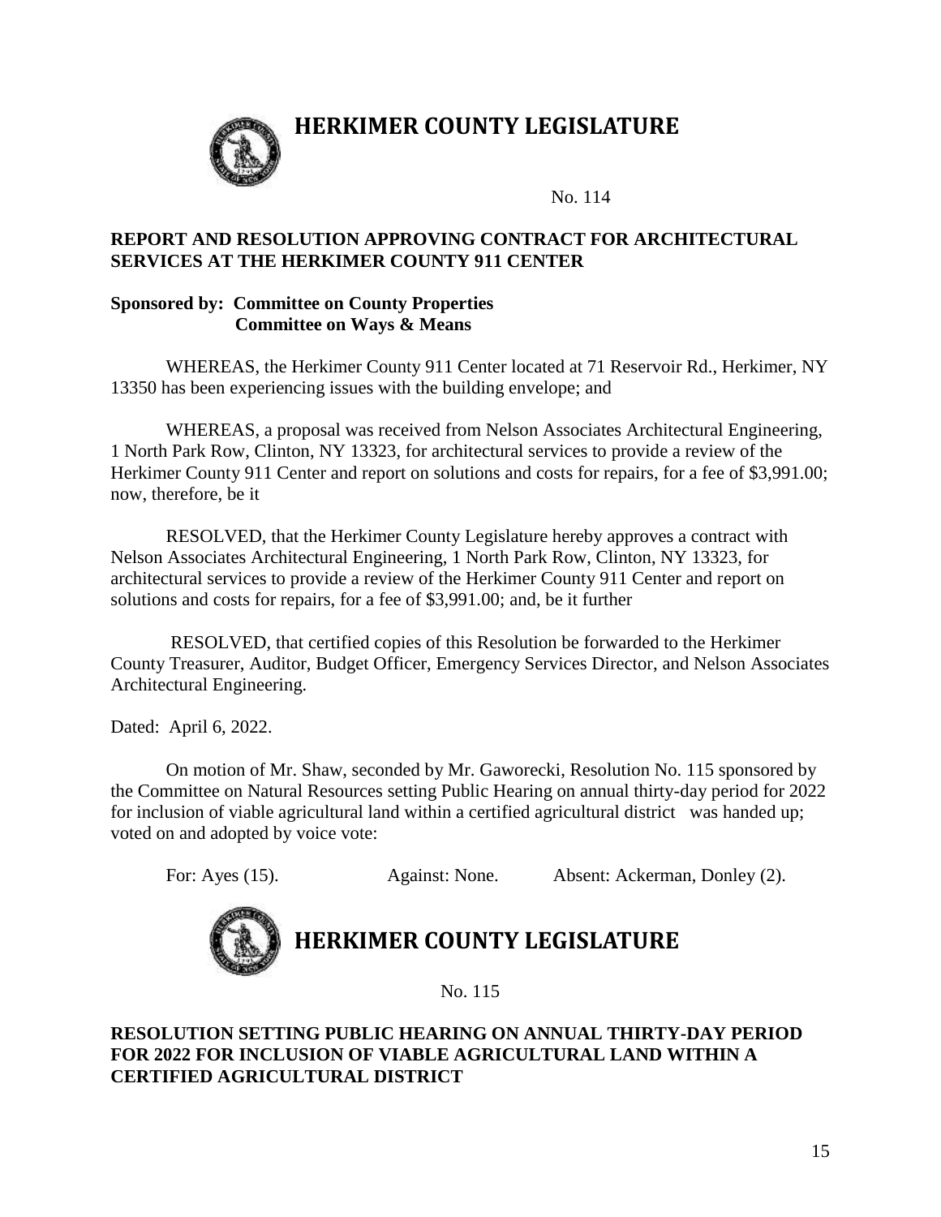# HERKIMER COUNTY LEGISLATURE

No. 114

**REPORT AND RESOLUTION APPROVING CONTRACT FOR ARCHITECTURAL SERVICES AT THE HERKIMER COUNTY 911 CENTER**

**Sponsored by: Committee on County Properties**
**Committee on Ways & Means**

WHEREAS, the Herkimer County 911 Center located at 71 Reservoir Rd., Herkimer, NY 13350 has been experiencing issues with the building envelope; and

WHEREAS, a proposal was received from Nelson Associates Architectural Engineering, 1 North Park Row, Clinton, NY 13323, for architectural services to provide a review of the Herkimer County 911 Center and report on solutions and costs for repairs, for a fee of $3,991.00; now, therefore, be it

RESOLVED, that the Herkimer County Legislature hereby approves a contract with Nelson Associates Architectural Engineering, 1 North Park Row, Clinton, NY 13323, for architectural services to provide a review of the Herkimer County 911 Center and report on solutions and costs for repairs, for a fee of $3,991.00; and, be it further

RESOLVED, that certified copies of this Resolution be forwarded to the Herkimer County Treasurer, Auditor, Budget Officer, Emergency Services Director, and Nelson Associates Architectural Engineering.

Dated: April 6, 2022.

On motion of Mr. Shaw, seconded by Mr. Gaworecki, Resolution No. 115 sponsored by the Committee on Natural Resources setting Public Hearing on annual thirty-day period for 2022 for inclusion of viable agricultural land within a certified agricultural district was handed up; voted on and adopted by voice vote:

For: Ayes (15). Against: None. Absent: Ackerman, Donley (2).

# HERKIMER COUNTY LEGISLATURE

No. 115

**RESOLUTION SETTING PUBLIC HEARING ON ANNUAL THIRTY-DAY PERIOD FOR 2022 FOR INCLUSION OF VIABLE AGRICULTURAL LAND WITHIN A CERTIFIED AGRICULTURAL DISTRICT**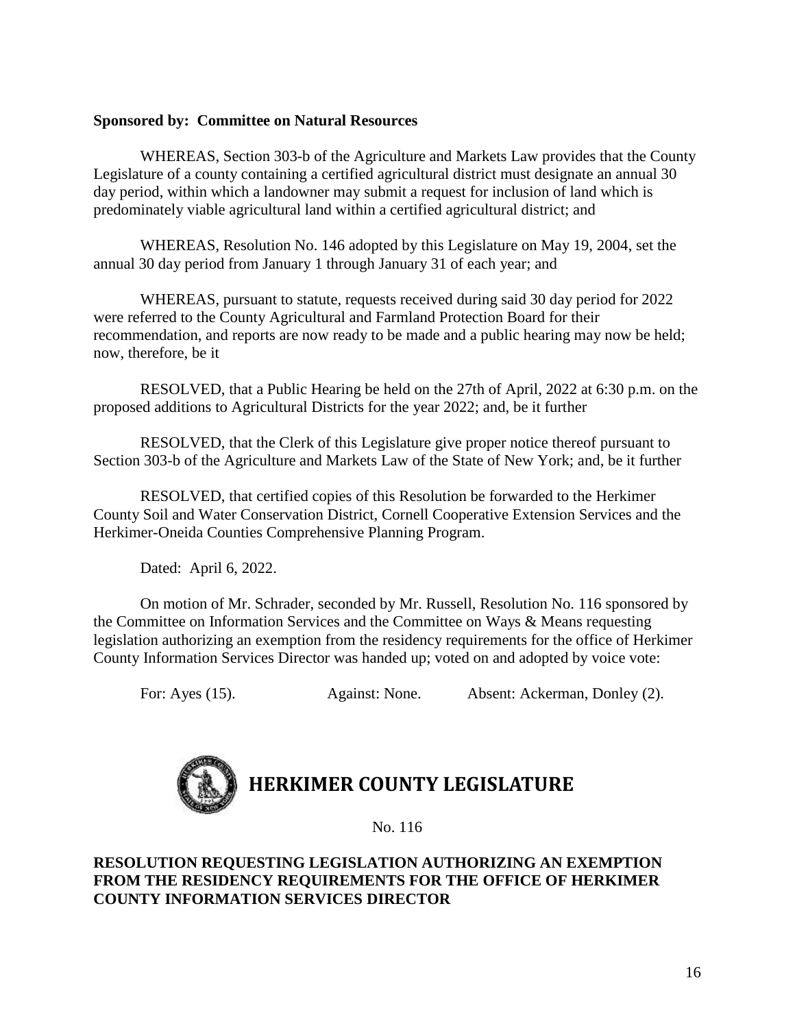**Sponsored by: Committee on Natural Resources**

WHEREAS, Section 303-b of the Agriculture and Markets Law provides that the County Legislature of a county containing a certified agricultural district must designate an annual 30 day period, within which a landowner may submit a request for inclusion of land which is predominately viable agricultural land within a certified agricultural district; and

WHEREAS, Resolution No. 146 adopted by this Legislature on May 19, 2004, set the annual 30 day period from January 1 through January 31 of each year; and

WHEREAS, pursuant to statute, requests received during said 30 day period for 2022 were referred to the County Agricultural and Farmland Protection Board for their recommendation, and reports are now ready to be made and a public hearing may now be held; now, therefore, be it

RESOLVED, that a Public Hearing be held on the 27th of April, 2022 at 6:30 p.m. on the proposed additions to Agricultural Districts for the year 2022; and, be it further

RESOLVED, that the Clerk of this Legislature give proper notice thereof pursuant to Section 303-b of the Agriculture and Markets Law of the State of New York; and, be it further

RESOLVED, that certified copies of this Resolution be forwarded to the Herkimer County Soil and Water Conservation District, Cornell Cooperative Extension Services and the Herkimer-Oneida Counties Comprehensive Planning Program.

Dated: April 6, 2022.

On motion of Mr. Schrader, seconded by Mr. Russell, Resolution No. 116 sponsored by the Committee on Information Services and the Committee on Ways & Means requesting legislation authorizing an exemption from the residency requirements for the office of Herkimer County Information Services Director was handed up; voted on and adopted by voice vote:

For: Ayes (15). Against: None. Absent: Ackerman, Donley (2).

# HERKIMER COUNTY LEGISLATURE

No. 116

**RESOLUTION REQUESTING LEGISLATION AUTHORIZING AN EXEMPTION FROM THE RESIDENCY REQUIREMENTS FOR THE OFFICE OF HERKIMER COUNTY INFORMATION SERVICES DIRECTOR**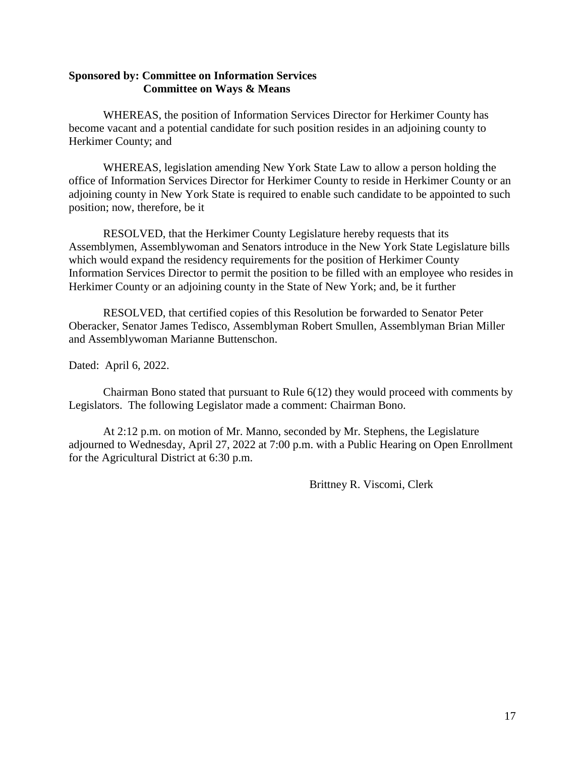**Sponsored by: Committee on Information Services**
**Committee on Ways & Means**

WHEREAS, the position of Information Services Director for Herkimer County has become vacant and a potential candidate for such position resides in an adjoining county to Herkimer County; and

WHEREAS, legislation amending New York State Law to allow a person holding the office of Information Services Director for Herkimer County to reside in Herkimer County or an adjoining county in New York State is required to enable such candidate to be appointed to such position; now, therefore, be it

RESOLVED, that the Herkimer County Legislature hereby requests that its Assemblymen, Assemblywoman and Senators introduce in the New York State Legislature bills which would expand the residency requirements for the position of Herkimer County Information Services Director to permit the position to be filled with an employee who resides in Herkimer County or an adjoining county in the State of New York; and, be it further

RESOLVED, that certified copies of this Resolution be forwarded to Senator Peter Oberacker, Senator James Tedisco, Assemblyman Robert Smullen, Assemblyman Brian Miller and Assemblywoman Marianne Buttenschon.

Dated: April 6, 2022.

Chairman Bono stated that pursuant to Rule 6(12) they would proceed with comments by Legislators. The following Legislator made a comment: Chairman Bono.

At 2:12 p.m. on motion of Mr. Manno, seconded by Mr. Stephens, the Legislature adjourned to Wednesday, April 27, 2022 at 7:00 p.m. with a Public Hearing on Open Enrollment for the Agricultural District at 6:30 p.m.

Brittney R. Viscomi, Clerk